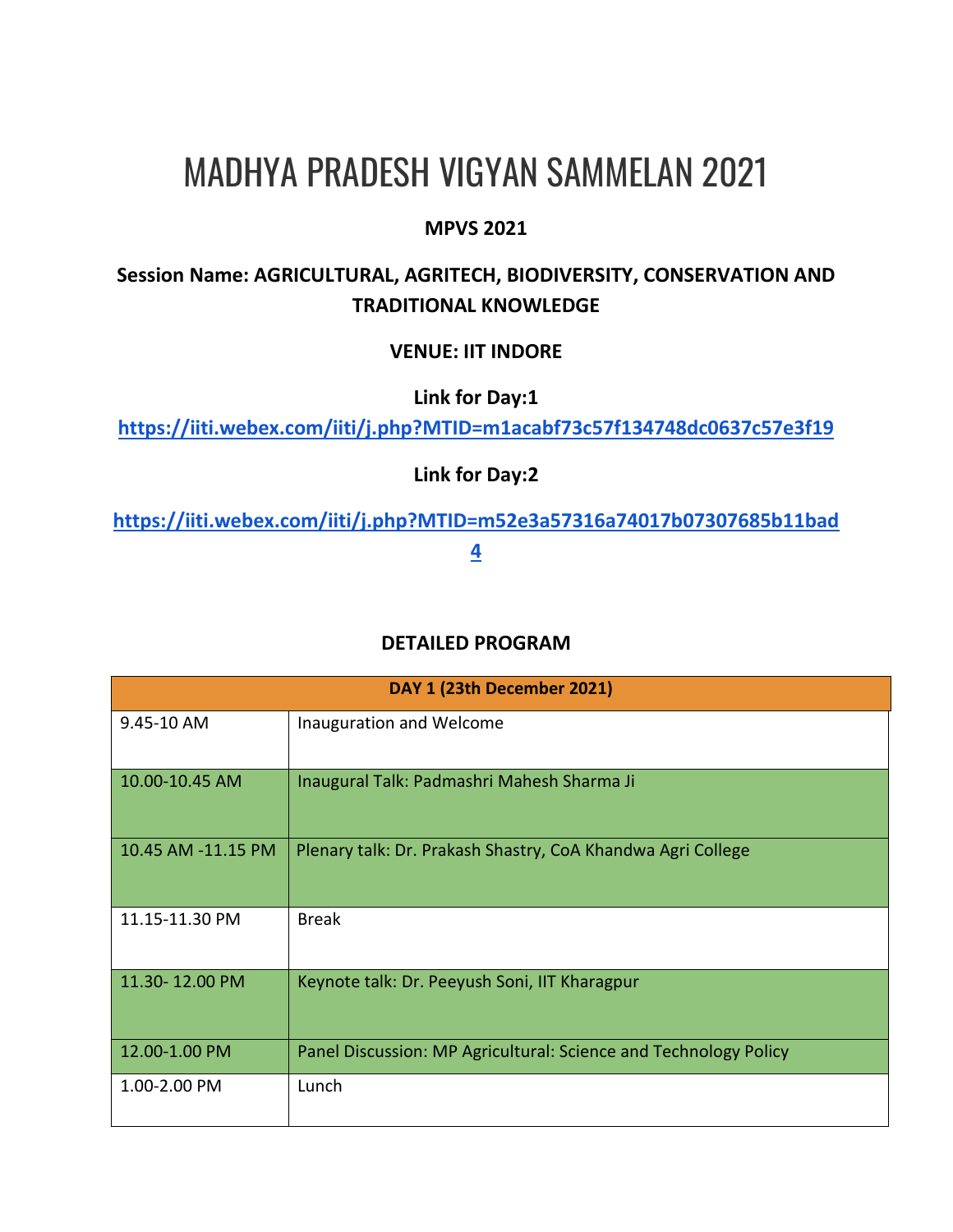# MADHYA PRADESH VIGYAN SAMMELAN 2021

**MPVS 2021**

**Session Name: AGRICULTURAL, AGRITECH, BIODIVERSITY, CONSERVATION AND TRADITIONAL KNOWLEDGE**

**VENUE: IIT INDORE**

**Link for Day:1**

**https://iiti.webex.com/iiti/j.php?MTID=m1acabf73c57f134748dc0637c57e3f19**

**Link for Day:2**

**https://iiti.webex.com/iiti/j.php?MTID=m52e3a57316a74017b07307685b11bad4**

## DETAILED PROGRAM

| DAY 1 (23th December 2021) | |
|---|---|
| 9.45-10 AM | Inauguration and Welcome |
| 10.00-10.45 AM | Inaugural Talk: Padmashri Mahesh Sharma Ji |
| 10.45 AM -11.15 PM | Plenary talk: Dr. Prakash Shastry, CoA Khandwa Agri College |
| 11.15-11.30 PM | Break |
| 11.30- 12.00 PM | Keynote talk: Dr. Peeyush Soni, IIT Kharagpur |
| 12.00-1.00 PM | Panel Discussion: MP Agricultural: Science and Technology Policy |
| 1.00-2.00 PM | Lunch |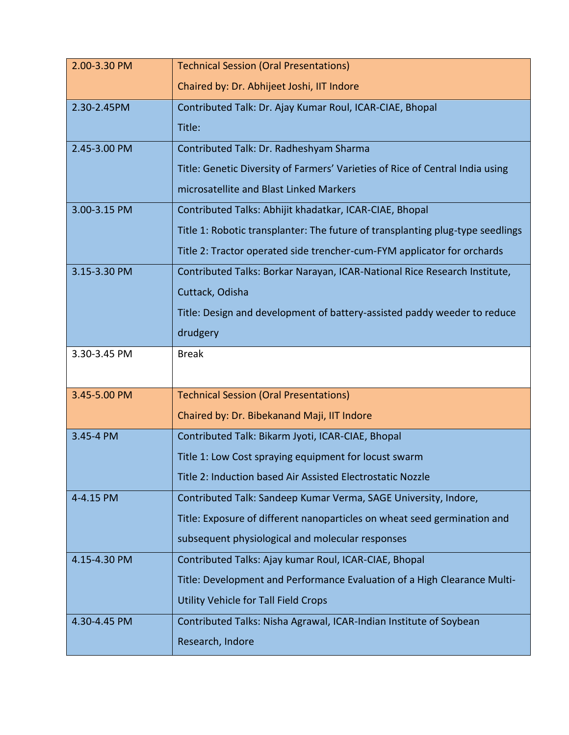| | |
|---|---|
| 2.00-3.30 PM | Technical Session (Oral Presentations)<br>Chaired by: Dr. Abhijeet Joshi, IIT Indore |
| 2.30-2.45PM | Contributed Talk: Dr. Ajay Kumar Roul, ICAR-CIAE, Bhopal<br>Title: |
| 2.45-3.00 PM | Contributed Talk: Dr. Radheshyam Sharma<br>Title: Genetic Diversity of Farmers' Varieties of Rice of Central India using microsatellite and Blast Linked Markers |
| 3.00-3.15 PM | Contributed Talks: Abhijit khadatkar, ICAR-CIAE, Bhopal<br>Title 1: Robotic transplanter: The future of transplanting plug-type seedlings<br>Title 2: Tractor operated side trencher-cum-FYM applicator for orchards |
| 3.15-3.30 PM | Contributed Talks: Borkar Narayan, ICAR-National Rice Research Institute, Cuttack, Odisha<br>Title: Design and development of battery-assisted paddy weeder to reduce drudgery |
| 3.30-3.45 PM | Break |
| 3.45-5.00 PM | Technical Session (Oral Presentations)<br>Chaired by: Dr. Bibekanand Maji, IIT Indore |
| 3.45-4 PM | Contributed Talk: Bikarm Jyoti, ICAR-CIAE, Bhopal<br>Title 1: Low Cost spraying equipment for locust swarm<br>Title 2: Induction based Air Assisted Electrostatic Nozzle |
| 4-4.15 PM | Contributed Talk: Sandeep Kumar Verma, SAGE University, Indore,<br>Title: Exposure of different nanoparticles on wheat seed germination and subsequent physiological and molecular responses |
| 4.15-4.30 PM | Contributed Talks: Ajay kumar Roul, ICAR-CIAE, Bhopal<br>Title: Development and Performance Evaluation of a High Clearance Multi-Utility Vehicle for Tall Field Crops |
| 4.30-4.45 PM | Contributed Talks: Nisha Agrawal, ICAR-Indian Institute of Soybean Research, Indore |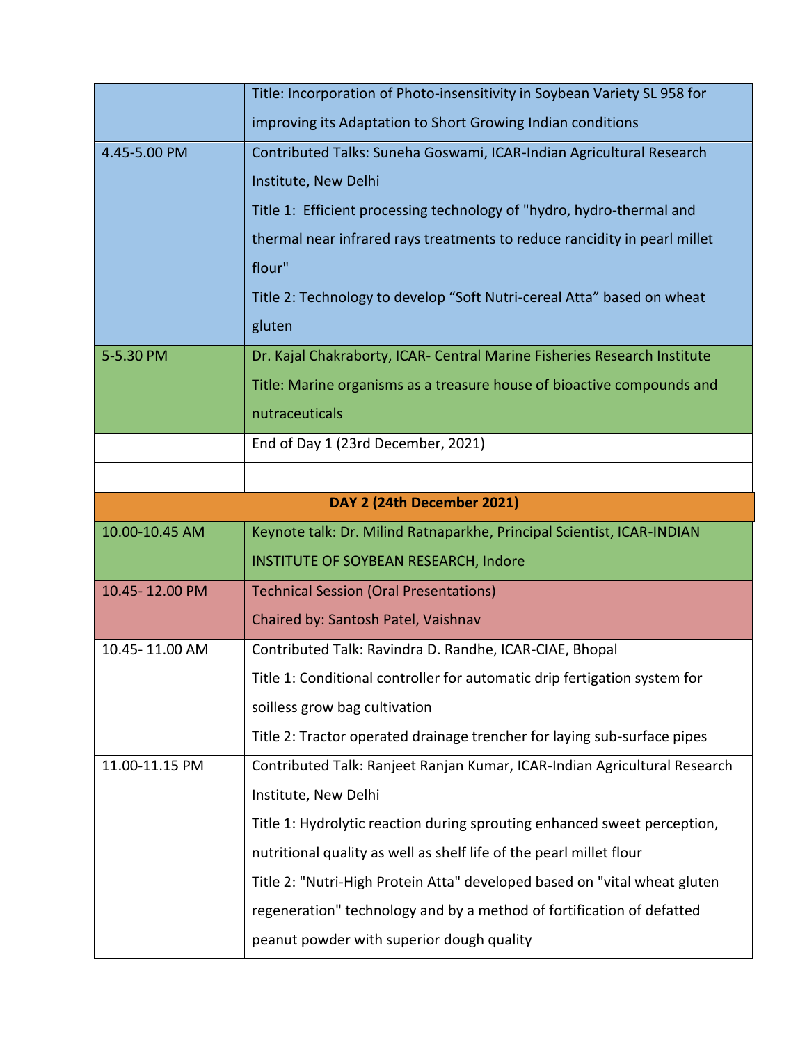| | |
|---|---|
| | Title: Incorporation of Photo-insensitivity in Soybean Variety SL 958 for improving its Adaptation to Short Growing Indian conditions |
| 4.45-5.00 PM | Contributed Talks: Suneha Goswami, ICAR-Indian Agricultural Research Institute, New Delhi<br>Title 1: Efficient processing technology of "hydro, hydro-thermal and thermal near infrared rays treatments to reduce rancidity in pearl millet flour"<br>Title 2: Technology to develop "Soft Nutri-cereal Atta" based on wheat gluten |
| 5-5.30 PM | Dr. Kajal Chakraborty, ICAR- Central Marine Fisheries Research Institute<br>Title: Marine organisms as a treasure house of bioactive compounds and nutraceuticals |
| | End of Day 1 (23rd December, 2021) |
| | |
| **DAY 2 (24th December 2021)** | |
| 10.00-10.45 AM | Keynote talk: Dr. Milind Ratnaparkhe, Principal Scientist, ICAR-INDIAN INSTITUTE OF SOYBEAN RESEARCH, Indore |
| 10.45- 12.00 PM | Technical Session (Oral Presentations)<br>Chaired by: Santosh Patel, Vaishnav |
| 10.45- 11.00 AM | Contributed Talk: Ravindra D. Randhe, ICAR-CIAE, Bhopal<br>Title 1: Conditional controller for automatic drip fertigation system for soilless grow bag cultivation<br>Title 2: Tractor operated drainage trencher for laying sub-surface pipes |
| 11.00-11.15 PM | Contributed Talk: Ranjeet Ranjan Kumar, ICAR-Indian Agricultural Research Institute, New Delhi<br>Title 1: Hydrolytic reaction during sprouting enhanced sweet perception, nutritional quality as well as shelf life of the pearl millet flour<br>Title 2: "Nutri-High Protein Atta" developed based on "vital wheat gluten regeneration" technology and by a method of fortification of defatted peanut powder with superior dough quality |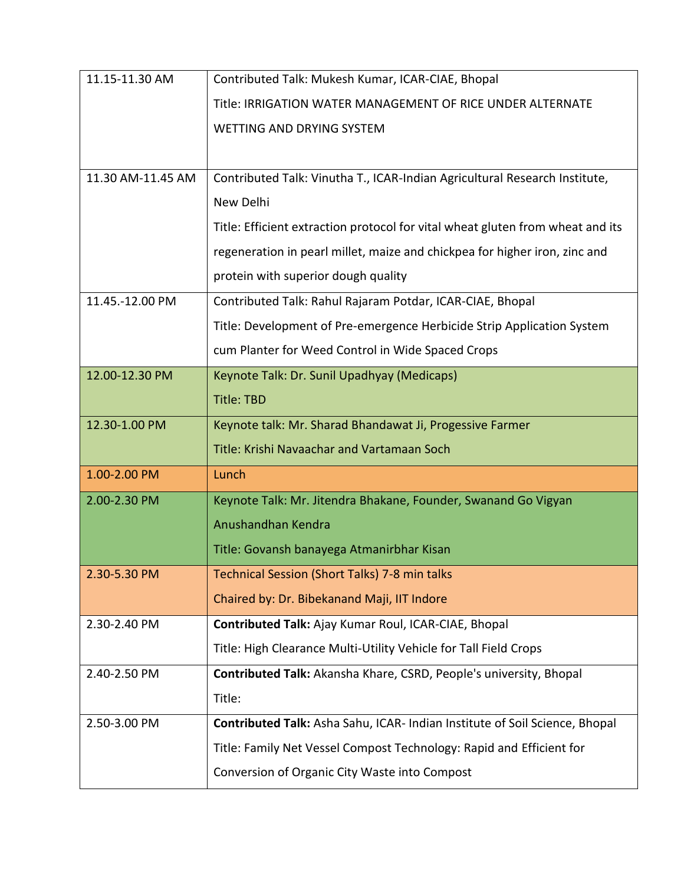| | |
|---|---|
| 11.15-11.30 AM | Contributed Talk: Mukesh Kumar, ICAR-CIAE, Bhopal<br>Title: IRRIGATION WATER MANAGEMENT OF RICE UNDER ALTERNATE WETTING AND DRYING SYSTEM |
| 11.30 AM-11.45 AM | Contributed Talk: Vinutha T., ICAR-Indian Agricultural Research Institute, New Delhi<br>Title: Efficient extraction protocol for vital wheat gluten from wheat and its regeneration in pearl millet, maize and chickpea for higher iron, zinc and protein with superior dough quality |
| 11.45.-12.00 PM | Contributed Talk: Rahul Rajaram Potdar, ICAR-CIAE, Bhopal<br>Title: Development of Pre-emergence Herbicide Strip Application System cum Planter for Weed Control in Wide Spaced Crops |
| 12.00-12.30 PM | Keynote Talk: Dr. Sunil Upadhyay (Medicaps)<br>Title: TBD |
| 12.30-1.00 PM | Keynote talk: Mr. Sharad Bhandawat Ji, Progessive Farmer<br>Title: Krishi Navaachar and Vartamaan Soch |
| 1.00-2.00 PM | Lunch |
| 2.00-2.30 PM | Keynote Talk: Mr. Jitendra Bhakane, Founder, Swanand Go Vigyan Anushandhan Kendra<br>Title: Govansh banayega Atmanirbhar Kisan |
| 2.30-5.30 PM | Technical Session (Short Talks) 7-8 min talks<br>Chaired by: Dr. Bibekanand Maji, IIT Indore |
| 2.30-2.40 PM | **Contributed Talk:** Ajay Kumar Roul, ICAR-CIAE, Bhopal<br>Title: High Clearance Multi-Utility Vehicle for Tall Field Crops |
| 2.40-2.50 PM | **Contributed Talk:** Akansha Khare, CSRD, People's university, Bhopal<br>Title: |
| 2.50-3.00 PM | **Contributed Talk:** Asha Sahu, ICAR- Indian Institute of Soil Science, Bhopal<br>Title: Family Net Vessel Compost Technology: Rapid and Efficient for Conversion of Organic City Waste into Compost |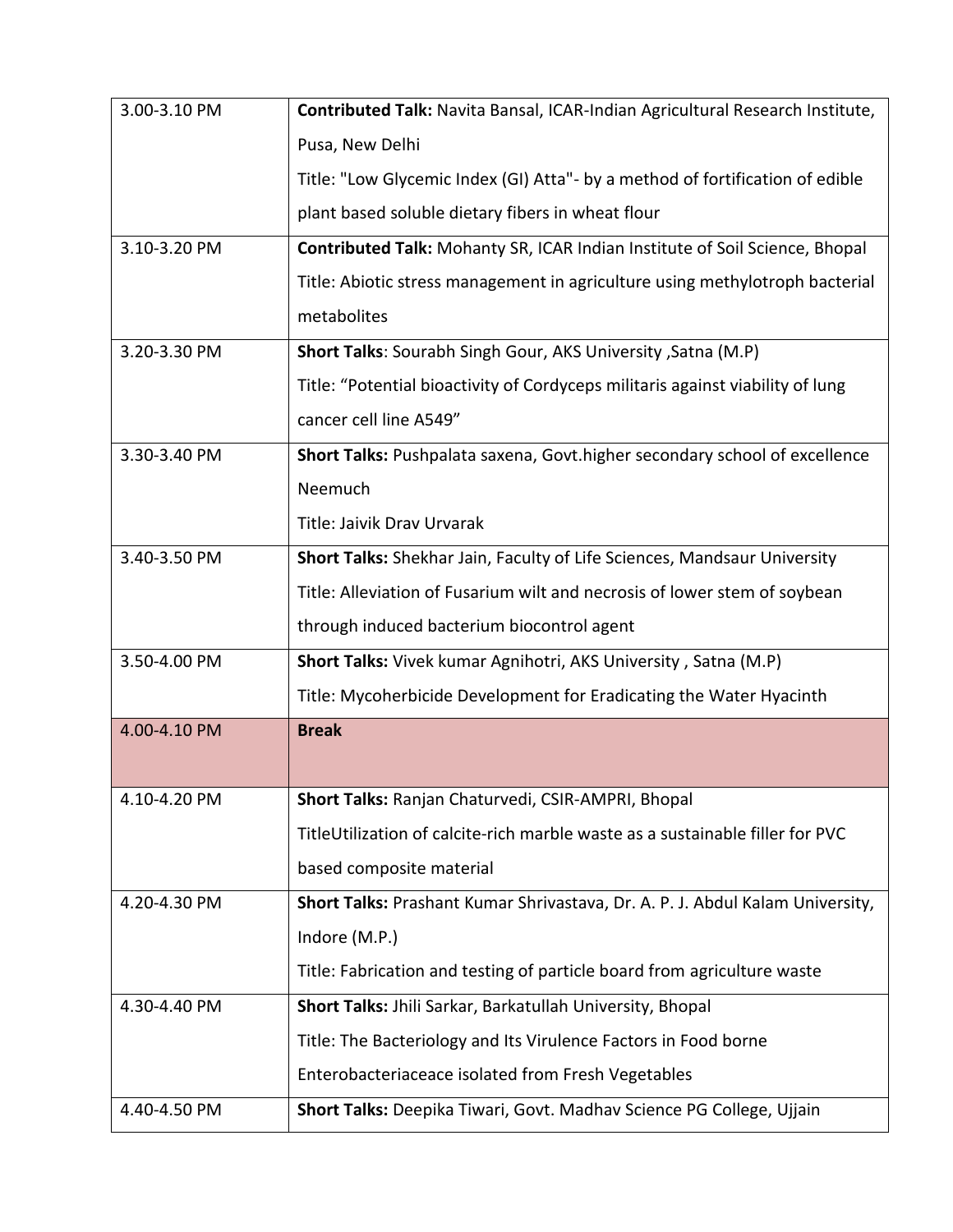| | |
|---|---|
| 3.00-3.10 PM | **Contributed Talk:** Navita Bansal, ICAR-Indian Agricultural Research Institute, Pusa, New Delhi<br>Title: "Low Glycemic Index (GI) Atta"- by a method of fortification of edible plant based soluble dietary fibers in wheat flour |
| 3.10-3.20 PM | **Contributed Talk:** Mohanty SR, ICAR Indian Institute of Soil Science, Bhopal<br>Title: Abiotic stress management in agriculture using methylotroph bacterial metabolites |
| 3.20-3.30 PM | **Short Talks**: Sourabh Singh Gour, AKS University ,Satna (M.P)<br>Title: "Potential bioactivity of Cordyceps militaris against viability of lung cancer cell line A549" |
| 3.30-3.40 PM | **Short Talks:** Pushpalata saxena, Govt.higher secondary school of excellence Neemuch<br>Title: Jaivik Drav Urvarak |
| 3.40-3.50 PM | **Short Talks:** Shekhar Jain, Faculty of Life Sciences, Mandsaur University<br>Title: Alleviation of Fusarium wilt and necrosis of lower stem of soybean through induced bacterium biocontrol agent |
| 3.50-4.00 PM | **Short Talks:** Vivek kumar Agnihotri, AKS University , Satna (M.P)<br>Title: Mycoherbicide Development for Eradicating the Water Hyacinth |
| 4.00-4.10 PM | **Break** |
| 4.10-4.20 PM | **Short Talks:** Ranjan Chaturvedi, CSIR-AMPRI, Bhopal<br>TitleUtilization of calcite-rich marble waste as a sustainable filler for PVC based composite material |
| 4.20-4.30 PM | **Short Talks:** Prashant Kumar Shrivastava, Dr. A. P. J. Abdul Kalam University, Indore (M.P.)<br>Title: Fabrication and testing of particle board from agriculture waste |
| 4.30-4.40 PM | **Short Talks:** Jhili Sarkar, Barkatullah University, Bhopal<br>Title: The Bacteriology and Its Virulence Factors in Food borne Enterobacteriaceace isolated from Fresh Vegetables |
| 4.40-4.50 PM | **Short Talks:** Deepika Tiwari, Govt. Madhav Science PG College, Ujjain |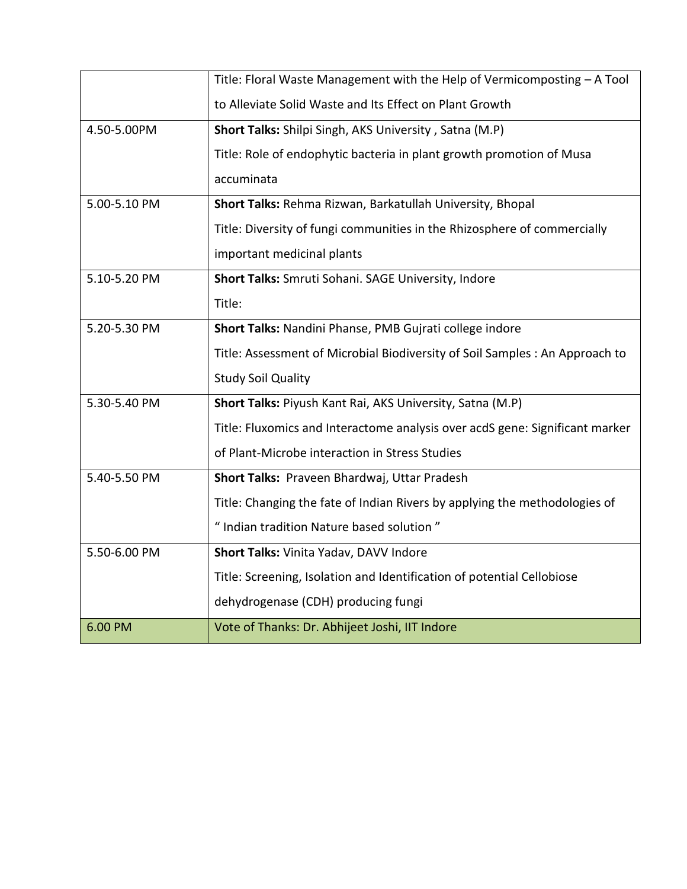| | |
|---|---|
| | Title: Floral Waste Management with the Help of Vermicomposting – A Tool to Alleviate Solid Waste and Its Effect on Plant Growth |
| 4.50-5.00PM | **Short Talks:** Shilpi Singh, AKS University , Satna (M.P)<br>Title: Role of endophytic bacteria in plant growth promotion of Musa accuminata |
| 5.00-5.10 PM | **Short Talks:** Rehma Rizwan, Barkatullah University, Bhopal<br>Title: Diversity of fungi communities in the Rhizosphere of commercially important medicinal plants |
| 5.10-5.20 PM | **Short Talks:** Smruti Sohani. SAGE University, Indore<br>Title: |
| 5.20-5.30 PM | **Short Talks:** Nandini Phanse, PMB Gujrati college indore<br>Title: Assessment of Microbial Biodiversity of Soil Samples : An Approach to Study Soil Quality |
| 5.30-5.40 PM | **Short Talks:** Piyush Kant Rai, AKS University, Satna (M.P)<br>Title: Fluxomics and Interactome analysis over acdS gene: Significant marker of Plant-Microbe interaction in Stress Studies |
| 5.40-5.50 PM | **Short Talks:** Praveen Bhardwaj, Uttar Pradesh<br>Title: Changing the fate of Indian Rivers by applying the methodologies of " Indian tradition Nature based solution " |
| 5.50-6.00 PM | **Short Talks:** Vinita Yadav, DAVV Indore<br>Title: Screening, Isolation and Identification of potential Cellobiose dehydrogenase (CDH) producing fungi |
| 6.00 PM | Vote of Thanks: Dr. Abhijeet Joshi, IIT Indore |